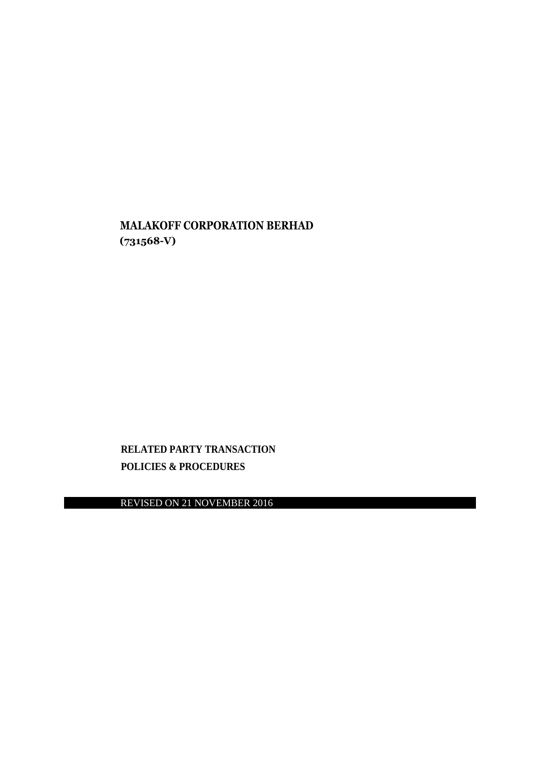# MALAKOFF CORPORATION BERHAD
**(731568-V)**

## RELATED PARTY TRANSACTION
## POLICIES & PROCEDURES

REVISED ON 21 NOVEMBER 2016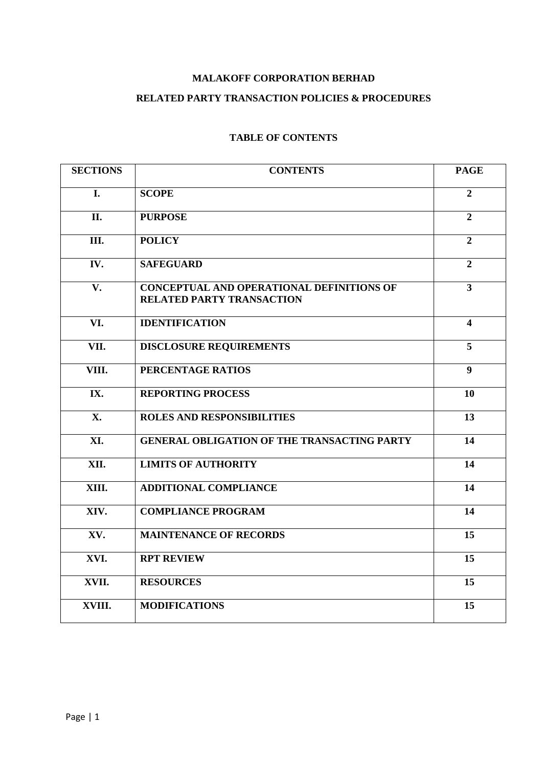**MALAKOFF CORPORATION BERHAD**

**RELATED PARTY TRANSACTION POLICIES & PROCEDURES**

**TABLE OF CONTENTS**

| SECTIONS | CONTENTS | PAGE |
|---|---|---|
| I. | SCOPE | 2 |
| II. | PURPOSE | 2 |
| III. | POLICY | 2 |
| IV. | SAFEGUARD | 2 |
| V. | CONCEPTUAL AND OPERATIONAL DEFINITIONS OF RELATED PARTY TRANSACTION | 3 |
| VI. | IDENTIFICATION | 4 |
| VII. | DISCLOSURE REQUIREMENTS | 5 |
| VIII. | PERCENTAGE RATIOS | 9 |
| IX. | REPORTING PROCESS | 10 |
| X. | ROLES AND RESPONSIBILITIES | 13 |
| XI. | GENERAL OBLIGATION OF THE TRANSACTING PARTY | 14 |
| XII. | LIMITS OF AUTHORITY | 14 |
| XIII. | ADDITIONAL COMPLIANCE | 14 |
| XIV. | COMPLIANCE PROGRAM | 14 |
| XV. | MAINTENANCE OF RECORDS | 15 |
| XVI. | RPT REVIEW | 15 |
| XVII. | RESOURCES | 15 |
| XVIII. | MODIFICATIONS | 15 |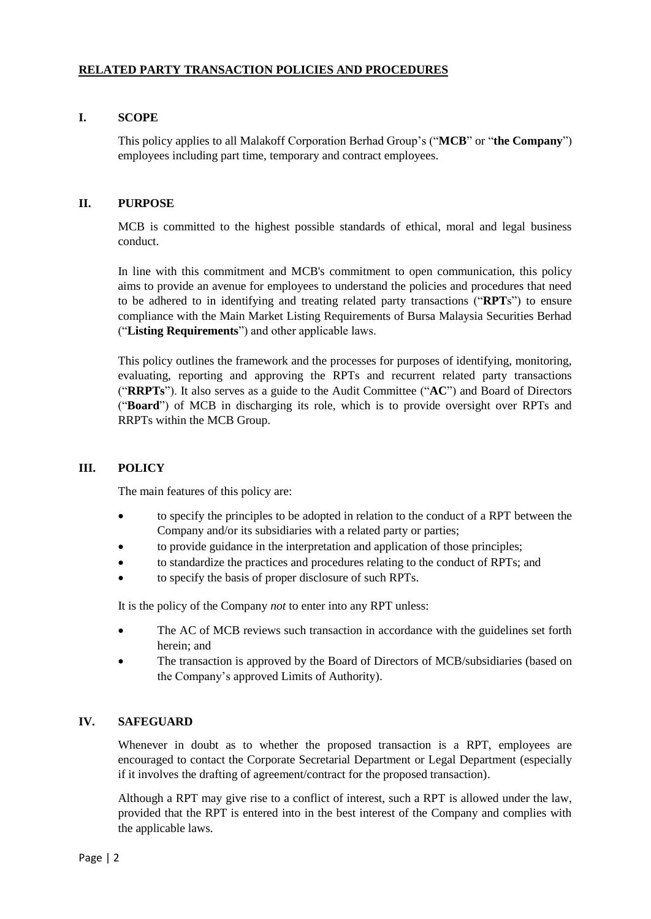## RELATED PARTY TRANSACTION POLICIES AND PROCEDURES

### I. SCOPE

This policy applies to all Malakoff Corporation Berhad Group's ("**MCB**" or "**the Company**") employees including part time, temporary and contract employees.

### II. PURPOSE

MCB is committed to the highest possible standards of ethical, moral and legal business conduct.

In line with this commitment and MCB's commitment to open communication, this policy aims to provide an avenue for employees to understand the policies and procedures that need to be adhered to in identifying and treating related party transactions ("**RPT**s") to ensure compliance with the Main Market Listing Requirements of Bursa Malaysia Securities Berhad ("**Listing Requirements**") and other applicable laws.

This policy outlines the framework and the processes for purposes of identifying, monitoring, evaluating, reporting and approving the RPTs and recurrent related party transactions ("**RRPTs**"). It also serves as a guide to the Audit Committee ("**AC**") and Board of Directors ("**Board**") of MCB in discharging its role, which is to provide oversight over RPTs and RRPTs within the MCB Group.

### III. POLICY

The main features of this policy are:

- to specify the principles to be adopted in relation to the conduct of a RPT between the Company and/or its subsidiaries with a related party or parties;
- to provide guidance in the interpretation and application of those principles;
- to standardize the practices and procedures relating to the conduct of RPTs; and
- to specify the basis of proper disclosure of such RPTs.

It is the policy of the Company *not* to enter into any RPT unless:

- The AC of MCB reviews such transaction in accordance with the guidelines set forth herein; and
- The transaction is approved by the Board of Directors of MCB/subsidiaries (based on the Company's approved Limits of Authority).

### IV. SAFEGUARD

Whenever in doubt as to whether the proposed transaction is a RPT, employees are encouraged to contact the Corporate Secretarial Department or Legal Department (especially if it involves the drafting of agreement/contract for the proposed transaction).

Although a RPT may give rise to a conflict of interest, such a RPT is allowed under the law, provided that the RPT is entered into in the best interest of the Company and complies with the applicable laws.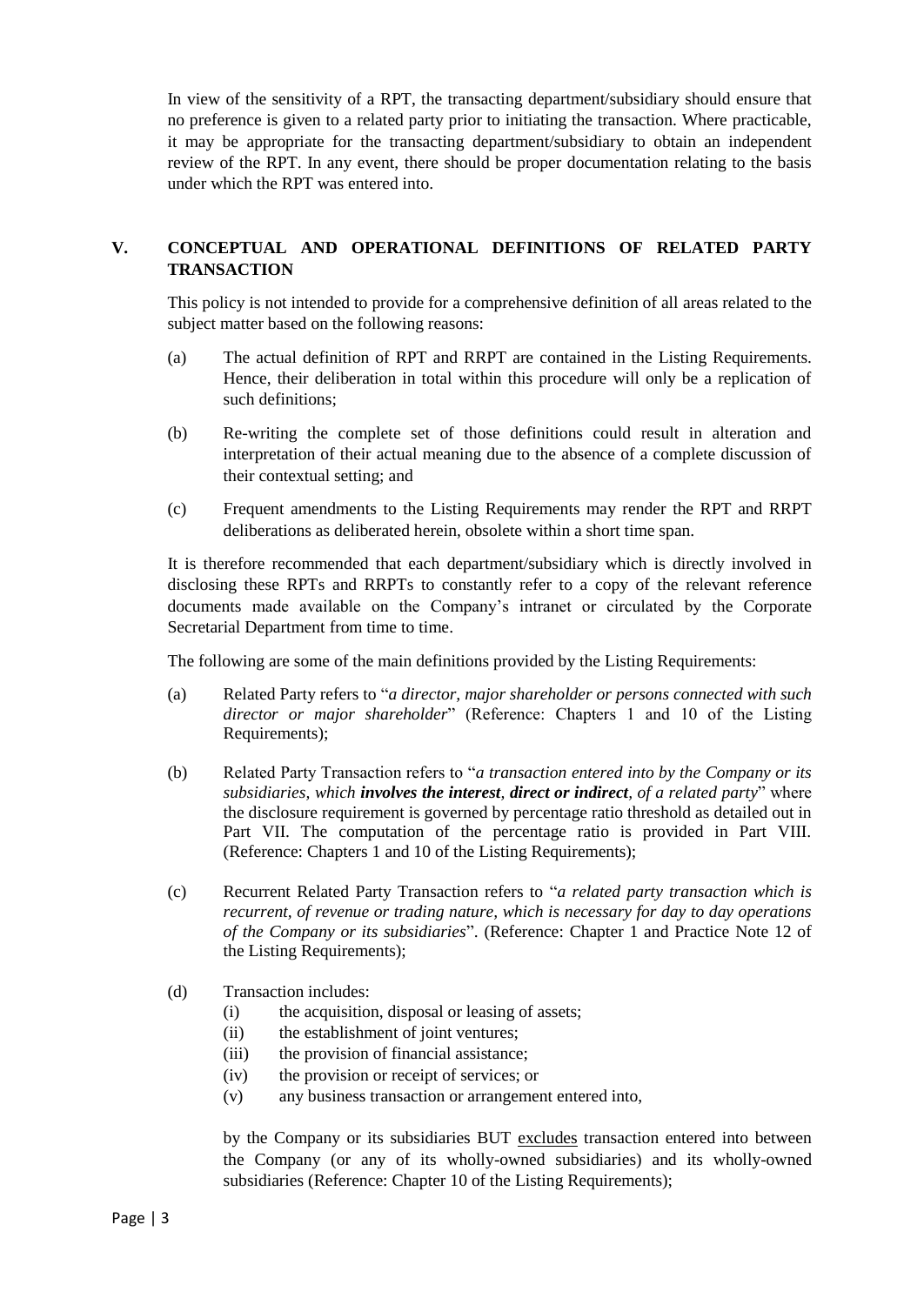In view of the sensitivity of a RPT, the transacting department/subsidiary should ensure that no preference is given to a related party prior to initiating the transaction. Where practicable, it may be appropriate for the transacting department/subsidiary to obtain an independent review of the RPT. In any event, there should be proper documentation relating to the basis under which the RPT was entered into.

## V. CONCEPTUAL AND OPERATIONAL DEFINITIONS OF RELATED PARTY TRANSACTION

This policy is not intended to provide for a comprehensive definition of all areas related to the subject matter based on the following reasons:

(a) The actual definition of RPT and RRPT are contained in the Listing Requirements. Hence, their deliberation in total within this procedure will only be a replication of such definitions;

(b) Re-writing the complete set of those definitions could result in alteration and interpretation of their actual meaning due to the absence of a complete discussion of their contextual setting; and

(c) Frequent amendments to the Listing Requirements may render the RPT and RRPT deliberations as deliberated herein, obsolete within a short time span.

It is therefore recommended that each department/subsidiary which is directly involved in disclosing these RPTs and RRPTs to constantly refer to a copy of the relevant reference documents made available on the Company's intranet or circulated by the Corporate Secretarial Department from time to time.

The following are some of the main definitions provided by the Listing Requirements:

(a) Related Party refers to "*a director, major shareholder or persons connected with such director or major shareholder*" (Reference: Chapters 1 and 10 of the Listing Requirements);

(b) Related Party Transaction refers to "*a transaction entered into by the Company or its subsidiaries, which* ***involves the interest**, **direct or indirect***, *of a related party*" where the disclosure requirement is governed by percentage ratio threshold as detailed out in Part VII. The computation of the percentage ratio is provided in Part VIII. (Reference: Chapters 1 and 10 of the Listing Requirements);

(c) Recurrent Related Party Transaction refers to "*a related party transaction which is recurrent, of revenue or trading nature, which is necessary for day to day operations of the Company or its subsidiaries*". (Reference: Chapter 1 and Practice Note 12 of the Listing Requirements);

(d) Transaction includes:
   (i) the acquisition, disposal or leasing of assets;
   (ii) the establishment of joint ventures;
   (iii) the provision of financial assistance;
   (iv) the provision or receipt of services; or
   (v) any business transaction or arrangement entered into,

   by the Company or its subsidiaries BUT excludes transaction entered into between the Company (or any of its wholly-owned subsidiaries) and its wholly-owned subsidiaries (Reference: Chapter 10 of the Listing Requirements);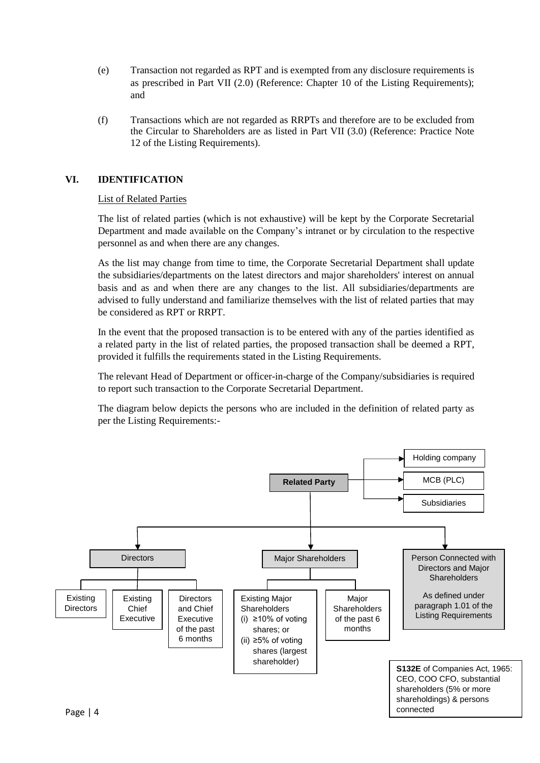(e) Transaction not regarded as RPT and is exempted from any disclosure requirements is as prescribed in Part VII (2.0) (Reference: Chapter 10 of the Listing Requirements); and

(f) Transactions which are not regarded as RRPTs and therefore are to be excluded from the Circular to Shareholders are as listed in Part VII (3.0) (Reference: Practice Note 12 of the Listing Requirements).

## VI. IDENTIFICATION

List of Related Parties

The list of related parties (which is not exhaustive) will be kept by the Corporate Secretarial Department and made available on the Company's intranet or by circulation to the respective personnel as and when there are any changes.

As the list may change from time to time, the Corporate Secretarial Department shall update the subsidiaries/departments on the latest directors and major shareholders' interest on annual basis and as and when there are any changes to the list. All subsidiaries/departments are advised to fully understand and familiarize themselves with the list of related parties that may be considered as RPT or RRPT.

In the event that the proposed transaction is to be entered with any of the parties identified as a related party in the list of related parties, the proposed transaction shall be deemed a RPT, provided it fulfills the requirements stated in the Listing Requirements.

The relevant Head of Department or officer-in-charge of the Company/subsidiaries is required to report such transaction to the Corporate Secretarial Department.

The diagram below depicts the persons who are included in the definition of related party as per the Listing Requirements:-

**Related Party**

Holding company

MCB (PLC)

Subsidiaries

Directors

Existing Directors

Existing Chief Executive

Directors and Chief Executive of the past 6 months

Major Shareholders

Existing Major Shareholders
(i) ≥10% of voting shares; or
(ii) ≥5% of voting shares (largest shareholder)

Major Shareholders of the past 6 months

Person Connected with Directors and Major Shareholders

As defined under paragraph 1.01 of the Listing Requirements

**S132E** of Companies Act, 1965: CEO, COO CFO, substantial shareholders (5% or more shareholdings) & persons connected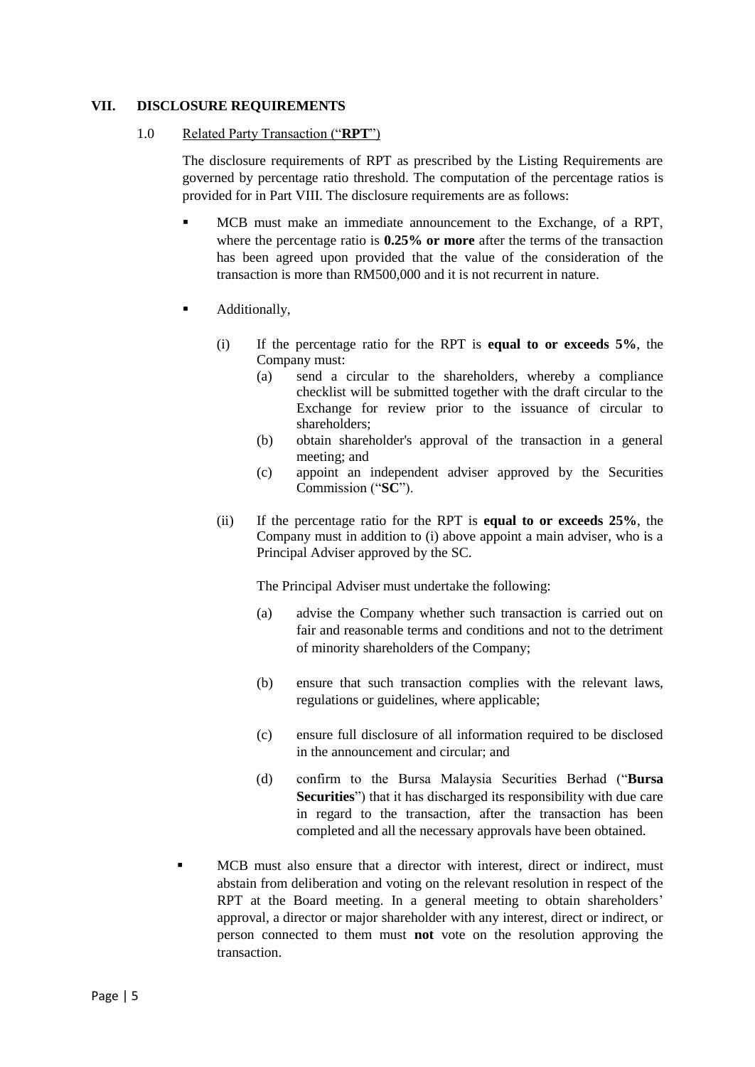## VII. DISCLOSURE REQUIREMENTS

### 1.0 Related Party Transaction ("**RPT**")

The disclosure requirements of RPT as prescribed by the Listing Requirements are governed by percentage ratio threshold. The computation of the percentage ratios is provided for in Part VIII. The disclosure requirements are as follows:

- MCB must make an immediate announcement to the Exchange, of a RPT, where the percentage ratio is **0.25% or more** after the terms of the transaction has been agreed upon provided that the value of the consideration of the transaction is more than RM500,000 and it is not recurrent in nature.

- Additionally,

  (i) If the percentage ratio for the RPT is **equal to or exceeds 5%**, the Company must:

    (a) send a circular to the shareholders, whereby a compliance checklist will be submitted together with the draft circular to the Exchange for review prior to the issuance of circular to shareholders;

    (b) obtain shareholder's approval of the transaction in a general meeting; and

    (c) appoint an independent adviser approved by the Securities Commission ("**SC**").

  (ii) If the percentage ratio for the RPT is **equal to or exceeds 25%**, the Company must in addition to (i) above appoint a main adviser, who is a Principal Adviser approved by the SC.

  The Principal Adviser must undertake the following:

    (a) advise the Company whether such transaction is carried out on fair and reasonable terms and conditions and not to the detriment of minority shareholders of the Company;

    (b) ensure that such transaction complies with the relevant laws, regulations or guidelines, where applicable;

    (c) ensure full disclosure of all information required to be disclosed in the announcement and circular; and

    (d) confirm to the Bursa Malaysia Securities Berhad ("**Bursa Securities**") that it has discharged its responsibility with due care in regard to the transaction, after the transaction has been completed and all the necessary approvals have been obtained.

- MCB must also ensure that a director with interest, direct or indirect, must abstain from deliberation and voting on the relevant resolution in respect of the RPT at the Board meeting. In a general meeting to obtain shareholders' approval, a director or major shareholder with any interest, direct or indirect, or person connected to them must **not** vote on the resolution approving the transaction.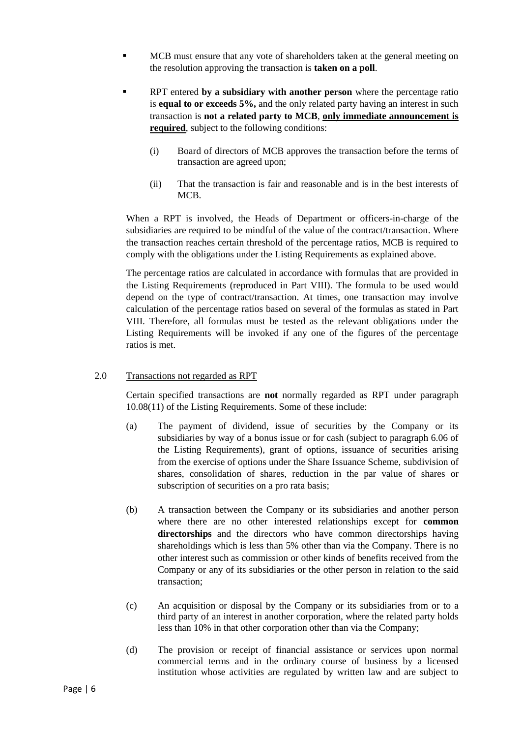- MCB must ensure that any vote of shareholders taken at the general meeting on the resolution approving the transaction is **taken on a poll**.

- RPT entered **by a subsidiary with another person** where the percentage ratio is **equal to or exceeds 5%,** and the only related party having an interest in such transaction is **not a related party to MCB**, **only immediate announcement is required**, subject to the following conditions:

  (i) Board of directors of MCB approves the transaction before the terms of transaction are agreed upon;

  (ii) That the transaction is fair and reasonable and is in the best interests of MCB.

When a RPT is involved, the Heads of Department or officers-in-charge of the subsidiaries are required to be mindful of the value of the contract/transaction. Where the transaction reaches certain threshold of the percentage ratios, MCB is required to comply with the obligations under the Listing Requirements as explained above.

The percentage ratios are calculated in accordance with formulas that are provided in the Listing Requirements (reproduced in Part VIII). The formula to be used would depend on the type of contract/transaction. At times, one transaction may involve calculation of the percentage ratios based on several of the formulas as stated in Part VIII. Therefore, all formulas must be tested as the relevant obligations under the Listing Requirements will be invoked if any one of the figures of the percentage ratios is met.

2.0 Transactions not regarded as RPT

Certain specified transactions are **not** normally regarded as RPT under paragraph 10.08(11) of the Listing Requirements. Some of these include:

(a) The payment of dividend, issue of securities by the Company or its subsidiaries by way of a bonus issue or for cash (subject to paragraph 6.06 of the Listing Requirements), grant of options, issuance of securities arising from the exercise of options under the Share Issuance Scheme, subdivision of shares, consolidation of shares, reduction in the par value of shares or subscription of securities on a pro rata basis;

(b) A transaction between the Company or its subsidiaries and another person where there are no other interested relationships except for **common directorships** and the directors who have common directorships having shareholdings which is less than 5% other than via the Company. There is no other interest such as commission or other kinds of benefits received from the Company or any of its subsidiaries or the other person in relation to the said transaction;

(c) An acquisition or disposal by the Company or its subsidiaries from or to a third party of an interest in another corporation, where the related party holds less than 10% in that other corporation other than via the Company;

(d) The provision or receipt of financial assistance or services upon normal commercial terms and in the ordinary course of business by a licensed institution whose activities are regulated by written law and are subject to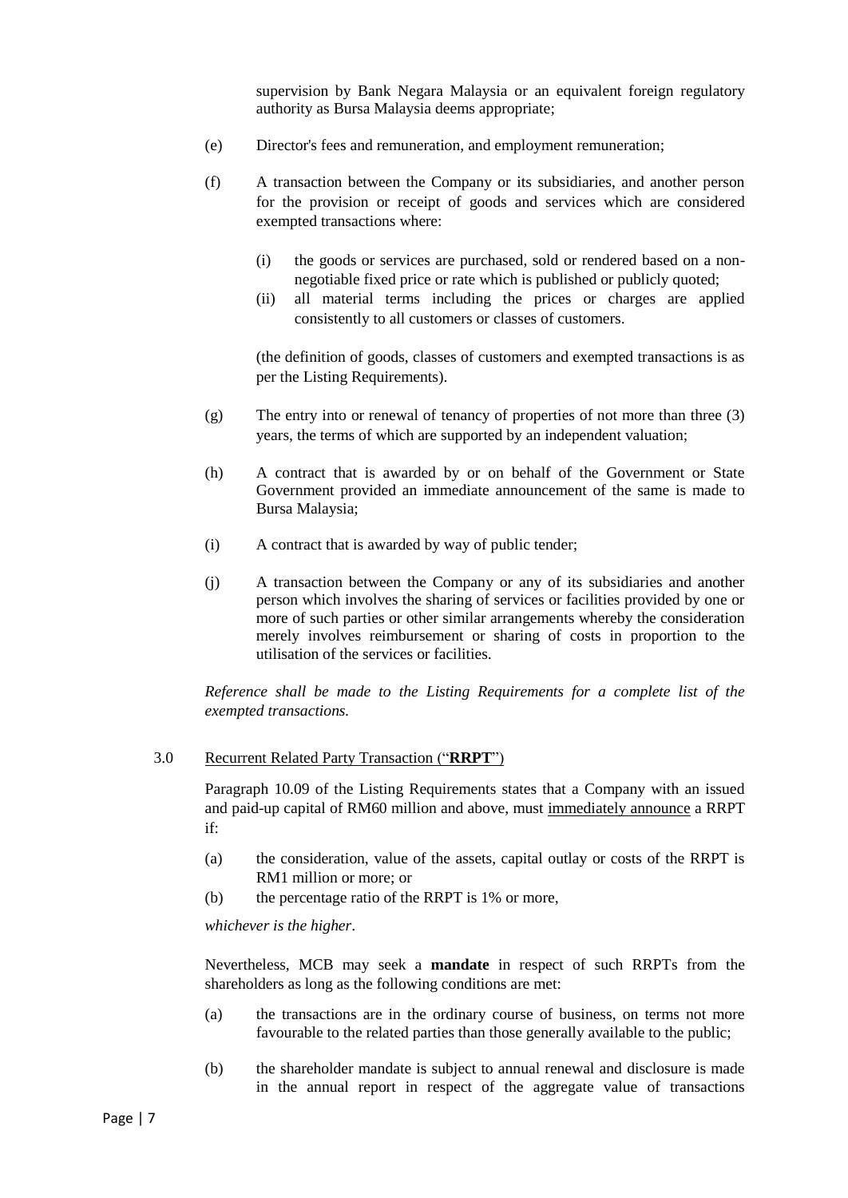supervision by Bank Negara Malaysia or an equivalent foreign regulatory authority as Bursa Malaysia deems appropriate;

(e) Director's fees and remuneration, and employment remuneration;

(f) A transaction between the Company or its subsidiaries, and another person for the provision or receipt of goods and services which are considered exempted transactions where:

   (i) the goods or services are purchased, sold or rendered based on a non-negotiable fixed price or rate which is published or publicly quoted;
   
   (ii) all material terms including the prices or charges are applied consistently to all customers or classes of customers.

   (the definition of goods, classes of customers and exempted transactions is as per the Listing Requirements).

(g) The entry into or renewal of tenancy of properties of not more than three (3) years, the terms of which are supported by an independent valuation;

(h) A contract that is awarded by or on behalf of the Government or State Government provided an immediate announcement of the same is made to Bursa Malaysia;

(i) A contract that is awarded by way of public tender;

(j) A transaction between the Company or any of its subsidiaries and another person which involves the sharing of services or facilities provided by one or more of such parties or other similar arrangements whereby the consideration merely involves reimbursement or sharing of costs in proportion to the utilisation of the services or facilities.

*Reference shall be made to the Listing Requirements for a complete list of the exempted transactions.*

3.0 Recurrent Related Party Transaction ("**RRPT**")

Paragraph 10.09 of the Listing Requirements states that a Company with an issued and paid-up capital of RM60 million and above, must immediately announce a RRPT if:

(a) the consideration, value of the assets, capital outlay or costs of the RRPT is RM1 million or more; or

(b) the percentage ratio of the RRPT is 1% or more,

*whichever is the higher*.

Nevertheless, MCB may seek a **mandate** in respect of such RRPTs from the shareholders as long as the following conditions are met:

(a) the transactions are in the ordinary course of business, on terms not more favourable to the related parties than those generally available to the public;

(b) the shareholder mandate is subject to annual renewal and disclosure is made in the annual report in respect of the aggregate value of transactions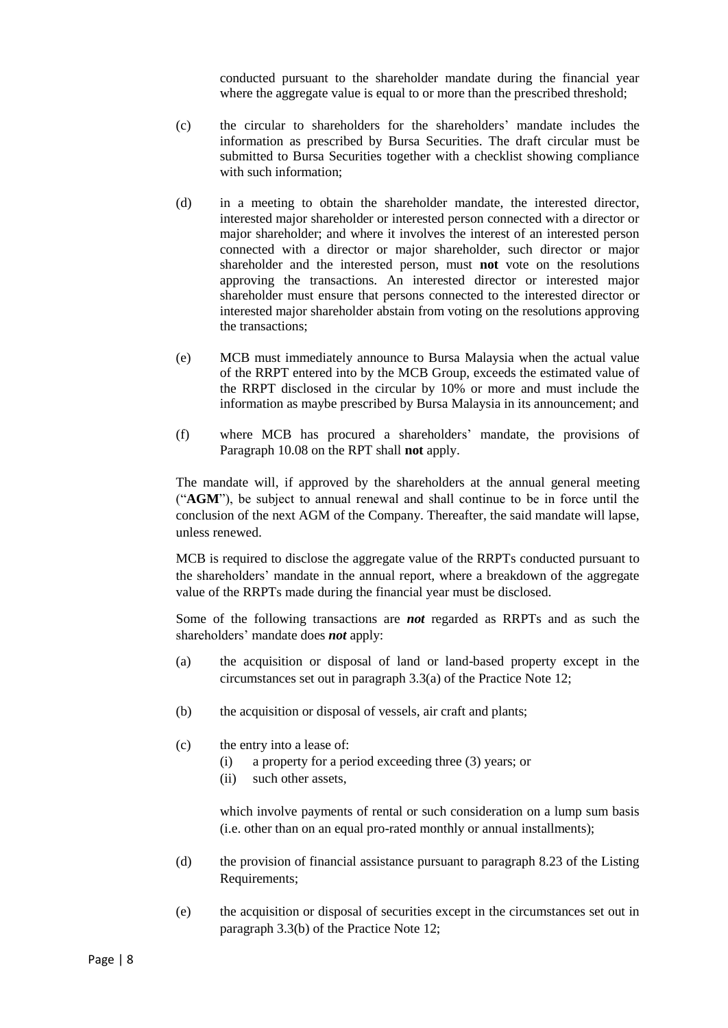conducted pursuant to the shareholder mandate during the financial year where the aggregate value is equal to or more than the prescribed threshold;

(c) the circular to shareholders for the shareholders' mandate includes the information as prescribed by Bursa Securities. The draft circular must be submitted to Bursa Securities together with a checklist showing compliance with such information;

(d) in a meeting to obtain the shareholder mandate, the interested director, interested major shareholder or interested person connected with a director or major shareholder; and where it involves the interest of an interested person connected with a director or major shareholder, such director or major shareholder and the interested person, must **not** vote on the resolutions approving the transactions. An interested director or interested major shareholder must ensure that persons connected to the interested director or interested major shareholder abstain from voting on the resolutions approving the transactions;

(e) MCB must immediately announce to Bursa Malaysia when the actual value of the RRPT entered into by the MCB Group, exceeds the estimated value of the RRPT disclosed in the circular by 10% or more and must include the information as maybe prescribed by Bursa Malaysia in its announcement; and

(f) where MCB has procured a shareholders' mandate, the provisions of Paragraph 10.08 on the RPT shall **not** apply.

The mandate will, if approved by the shareholders at the annual general meeting ("**AGM**"), be subject to annual renewal and shall continue to be in force until the conclusion of the next AGM of the Company. Thereafter, the said mandate will lapse, unless renewed.

MCB is required to disclose the aggregate value of the RRPTs conducted pursuant to the shareholders' mandate in the annual report, where a breakdown of the aggregate value of the RRPTs made during the financial year must be disclosed.

Some of the following transactions are ***not*** regarded as RRPTs and as such the shareholders' mandate does ***not*** apply:

(a) the acquisition or disposal of land or land-based property except in the circumstances set out in paragraph 3.3(a) of the Practice Note 12;

(b) the acquisition or disposal of vessels, air craft and plants;

(c) the entry into a lease of:
    (i) a property for a period exceeding three (3) years; or
    (ii) such other assets,

    which involve payments of rental or such consideration on a lump sum basis (i.e. other than on an equal pro-rated monthly or annual installments);

(d) the provision of financial assistance pursuant to paragraph 8.23 of the Listing Requirements;

(e) the acquisition or disposal of securities except in the circumstances set out in paragraph 3.3(b) of the Practice Note 12;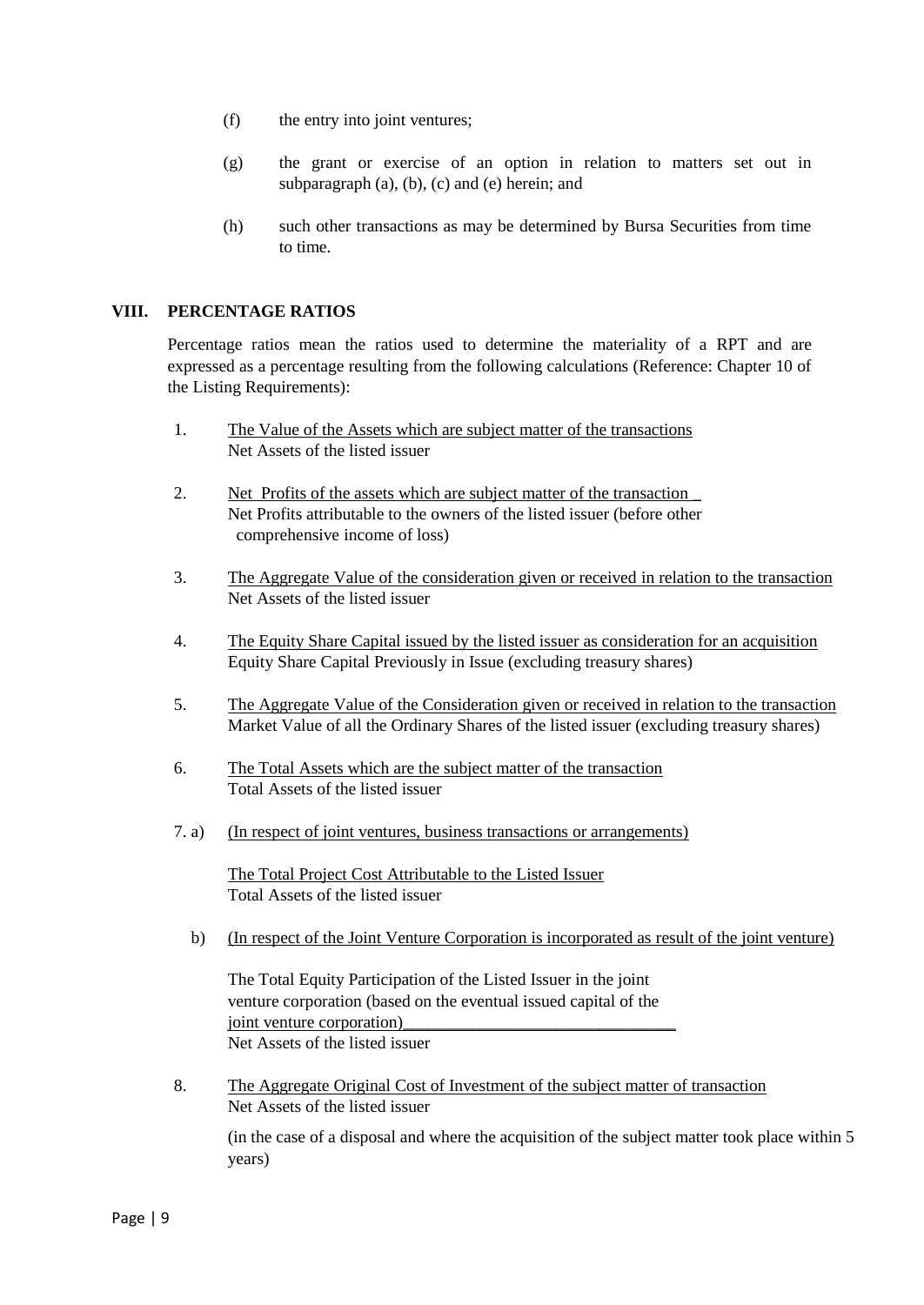(f) the entry into joint ventures;

(g) the grant or exercise of an option in relation to matters set out in subparagraph (a), (b), (c) and (e) herein; and

(h) such other transactions as may be determined by Bursa Securities from time to time.

## VIII. PERCENTAGE RATIOS

Percentage ratios mean the ratios used to determine the materiality of a RPT and are expressed as a percentage resulting from the following calculations (Reference: Chapter 10 of the Listing Requirements):

1. <u>The Value of the Assets which are subject matter of the transactions</u>
   Net Assets of the listed issuer

2. <u>Net Profits of the assets which are subject matter of the transaction</u>
   Net Profits attributable to the owners of the listed issuer (before other comprehensive income of loss)

3. <u>The Aggregate Value of the consideration given or received in relation to the transaction</u>
   Net Assets of the listed issuer

4. <u>The Equity Share Capital issued by the listed issuer as consideration for an acquisition</u>
   Equity Share Capital Previously in Issue (excluding treasury shares)

5. <u>The Aggregate Value of the Consideration given or received in relation to the transaction</u>
   Market Value of all the Ordinary Shares of the listed issuer (excluding treasury shares)

6. <u>The Total Assets which are the subject matter of the transaction</u>
   Total Assets of the listed issuer

7. a) <u>(In respect of joint ventures, business transactions or arrangements)</u>

   <u>The Total Project Cost Attributable to the Listed Issuer</u>
   Total Assets of the listed issuer

   b) <u>(In respect of the Joint Venture Corporation is incorporated as result of the joint venture)</u>

   <u>The Total Equity Participation of the Listed Issuer in the joint venture corporation (based on the eventual issued capital of the joint venture corporation)</u>
   Net Assets of the listed issuer

8. <u>The Aggregate Original Cost of Investment of the subject matter of transaction</u>
   Net Assets of the listed issuer

   (in the case of a disposal and where the acquisition of the subject matter took place within 5 years)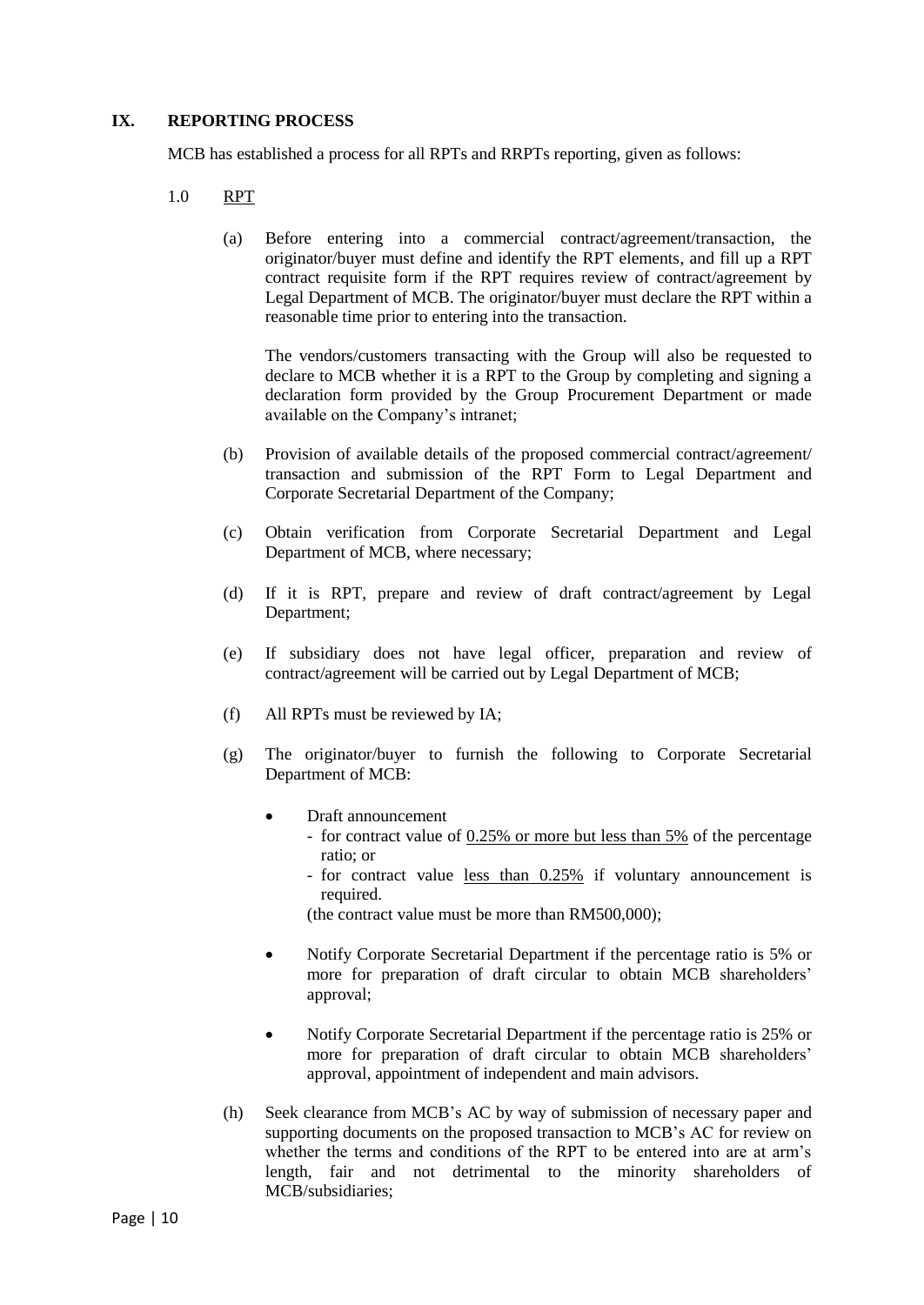## IX. REPORTING PROCESS

MCB has established a process for all RPTs and RRPTs reporting, given as follows:

### 1.0 RPT

(a) Before entering into a commercial contract/agreement/transaction, the originator/buyer must define and identify the RPT elements, and fill up a RPT contract requisite form if the RPT requires review of contract/agreement by Legal Department of MCB. The originator/buyer must declare the RPT within a reasonable time prior to entering into the transaction.

The vendors/customers transacting with the Group will also be requested to declare to MCB whether it is a RPT to the Group by completing and signing a declaration form provided by the Group Procurement Department or made available on the Company's intranet;

(b) Provision of available details of the proposed commercial contract/agreement/ transaction and submission of the RPT Form to Legal Department and Corporate Secretarial Department of the Company;

(c) Obtain verification from Corporate Secretarial Department and Legal Department of MCB, where necessary;

(d) If it is RPT, prepare and review of draft contract/agreement by Legal Department;

(e) If subsidiary does not have legal officer, preparation and review of contract/agreement will be carried out by Legal Department of MCB;

(f) All RPTs must be reviewed by IA;

(g) The originator/buyer to furnish the following to Corporate Secretarial Department of MCB:

- Draft announcement
  - for contract value of <u>0.25% or more but less than 5%</u> of the percentage ratio; or
  - for contract value <u>less than 0.25%</u> if voluntary announcement is required.

  (the contract value must be more than RM500,000);

- Notify Corporate Secretarial Department if the percentage ratio is 5% or more for preparation of draft circular to obtain MCB shareholders' approval;

- Notify Corporate Secretarial Department if the percentage ratio is 25% or more for preparation of draft circular to obtain MCB shareholders' approval, appointment of independent and main advisors.

(h) Seek clearance from MCB's AC by way of submission of necessary paper and supporting documents on the proposed transaction to MCB's AC for review on whether the terms and conditions of the RPT to be entered into are at arm's length, fair and not detrimental to the minority shareholders of MCB/subsidiaries;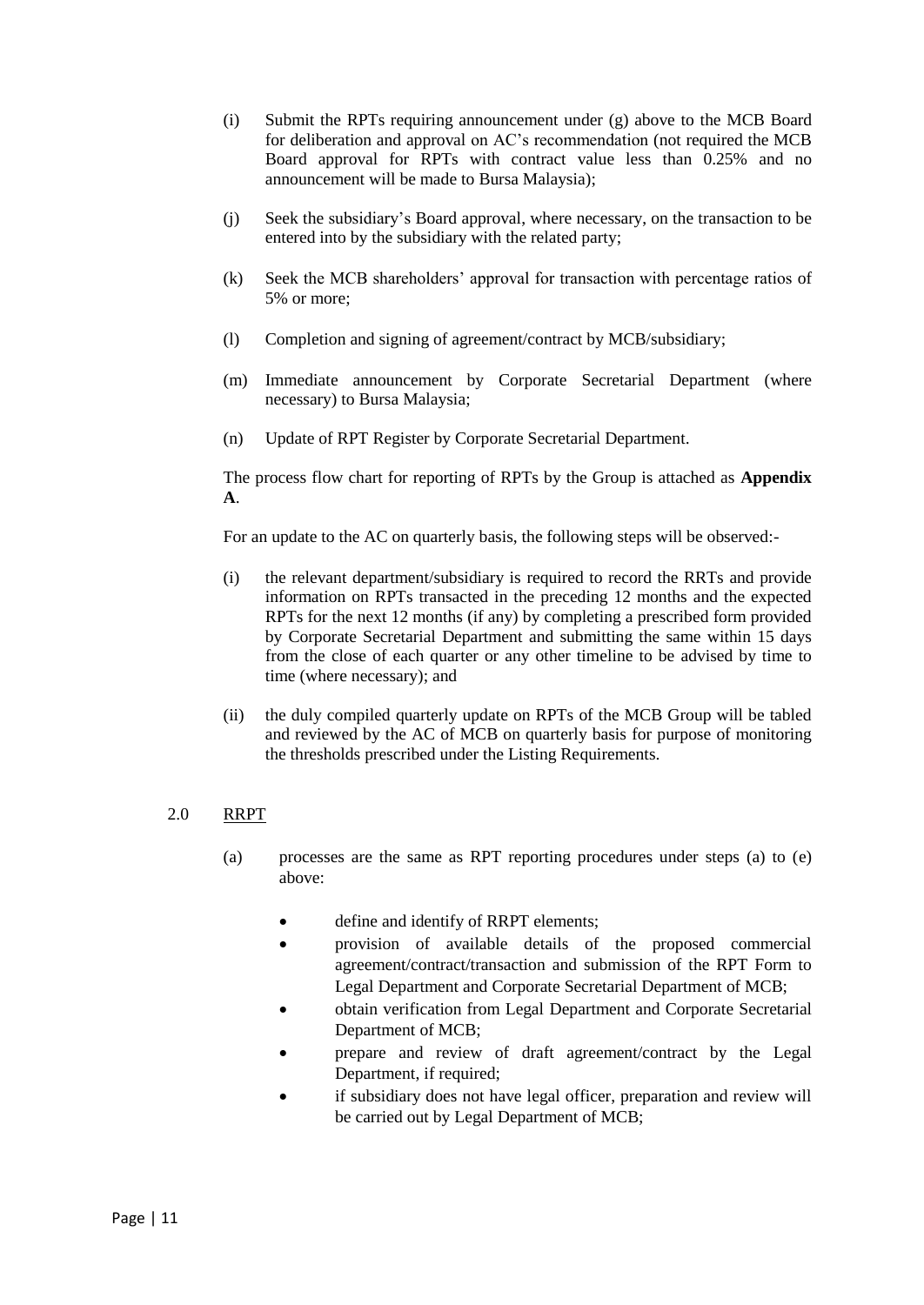(i) Submit the RPTs requiring announcement under (g) above to the MCB Board for deliberation and approval on AC's recommendation (not required the MCB Board approval for RPTs with contract value less than 0.25% and no announcement will be made to Bursa Malaysia);

(j) Seek the subsidiary's Board approval, where necessary, on the transaction to be entered into by the subsidiary with the related party;

(k) Seek the MCB shareholders' approval for transaction with percentage ratios of 5% or more;

(l) Completion and signing of agreement/contract by MCB/subsidiary;

(m) Immediate announcement by Corporate Secretarial Department (where necessary) to Bursa Malaysia;

(n) Update of RPT Register by Corporate Secretarial Department.

The process flow chart for reporting of RPTs by the Group is attached as **Appendix A**.

For an update to the AC on quarterly basis, the following steps will be observed:-

(i) the relevant department/subsidiary is required to record the RRTs and provide information on RPTs transacted in the preceding 12 months and the expected RPTs for the next 12 months (if any) by completing a prescribed form provided by Corporate Secretarial Department and submitting the same within 15 days from the close of each quarter or any other timeline to be advised by time to time (where necessary); and

(ii) the duly compiled quarterly update on RPTs of the MCB Group will be tabled and reviewed by the AC of MCB on quarterly basis for purpose of monitoring the thresholds prescribed under the Listing Requirements.

## 2.0 RRPT

(a) processes are the same as RPT reporting procedures under steps (a) to (e) above:

- define and identify of RRPT elements;
- provision of available details of the proposed commercial agreement/contract/transaction and submission of the RPT Form to Legal Department and Corporate Secretarial Department of MCB;
- obtain verification from Legal Department and Corporate Secretarial Department of MCB;
- prepare and review of draft agreement/contract by the Legal Department, if required;
- if subsidiary does not have legal officer, preparation and review will be carried out by Legal Department of MCB;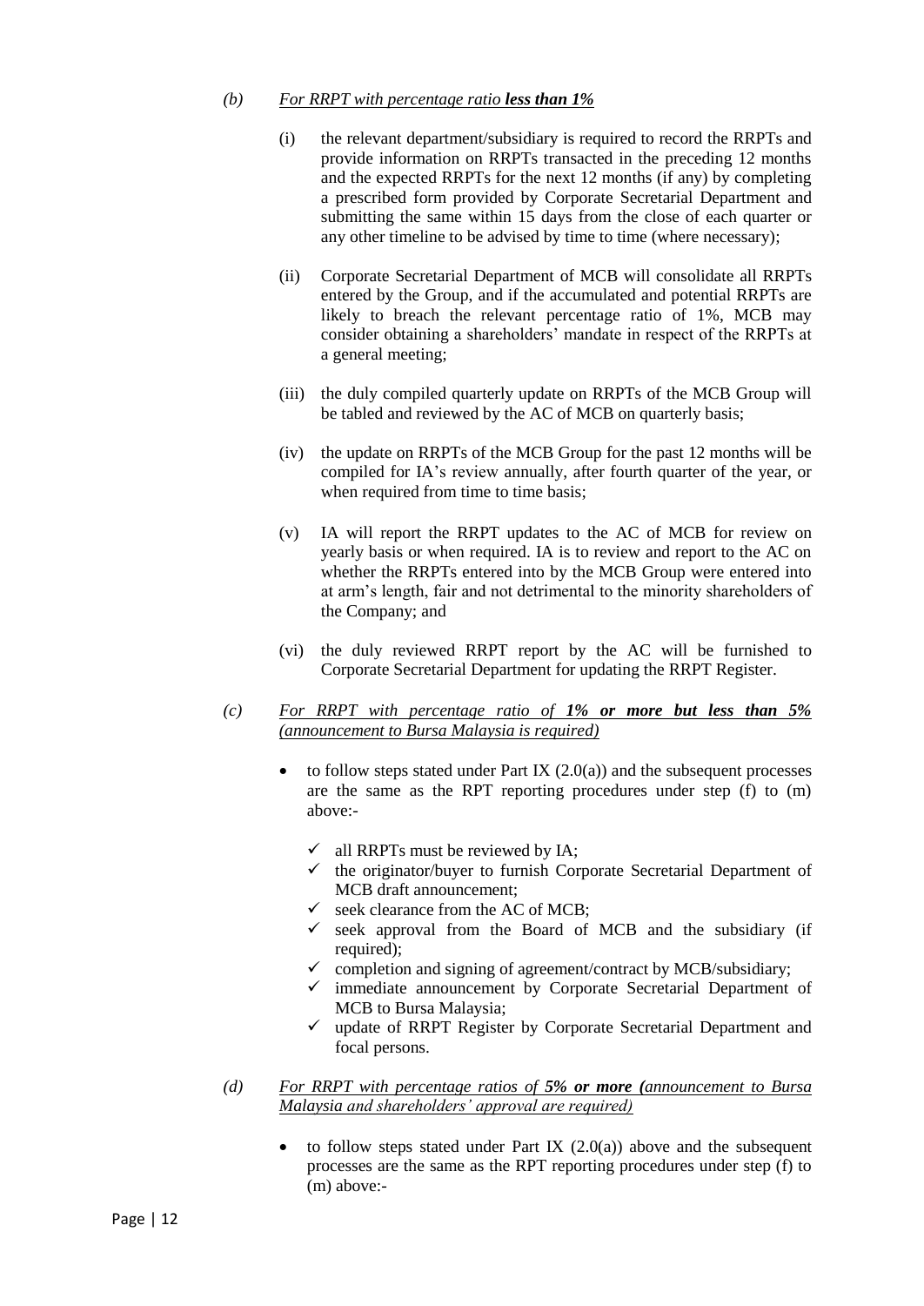*(b)* *<u>For RRPT with percentage ratio **less than 1%**</u>*

(i) the relevant department/subsidiary is required to record the RRPTs and provide information on RRPTs transacted in the preceding 12 months and the expected RRPTs for the next 12 months (if any) by completing a prescribed form provided by Corporate Secretarial Department and submitting the same within 15 days from the close of each quarter or any other timeline to be advised by time to time (where necessary);

(ii) Corporate Secretarial Department of MCB will consolidate all RRPTs entered by the Group, and if the accumulated and potential RRPTs are likely to breach the relevant percentage ratio of 1%, MCB may consider obtaining a shareholders' mandate in respect of the RRPTs at a general meeting;

(iii) the duly compiled quarterly update on RRPTs of the MCB Group will be tabled and reviewed by the AC of MCB on quarterly basis;

(iv) the update on RRPTs of the MCB Group for the past 12 months will be compiled for IA's review annually, after fourth quarter of the year, or when required from time to time basis;

(v) IA will report the RRPT updates to the AC of MCB for review on yearly basis or when required. IA is to review and report to the AC on whether the RRPTs entered into by the MCB Group were entered into at arm's length, fair and not detrimental to the minority shareholders of the Company; and

(vi) the duly reviewed RRPT report by the AC will be furnished to Corporate Secretarial Department for updating the RRPT Register.

*(c)* *<u>For RRPT with percentage ratio of **1% or more but less than 5%** (announcement to Bursa Malaysia is required)</u>*

- to follow steps stated under Part IX (2.0(a)) and the subsequent processes are the same as the RPT reporting procedures under step (f) to (m) above:-
  - ✓ all RRPTs must be reviewed by IA;
  - ✓ the originator/buyer to furnish Corporate Secretarial Department of MCB draft announcement;
  - ✓ seek clearance from the AC of MCB;
  - ✓ seek approval from the Board of MCB and the subsidiary (if required);
  - ✓ completion and signing of agreement/contract by MCB/subsidiary;
  - ✓ immediate announcement by Corporate Secretarial Department of MCB to Bursa Malaysia;
  - ✓ update of RRPT Register by Corporate Secretarial Department and focal persons.

*(d)* *<u>For RRPT with percentage ratios of **5% or more** (announcement to Bursa Malaysia and shareholders' approval are required)</u>*

- to follow steps stated under Part IX (2.0(a)) above and the subsequent processes are the same as the RPT reporting procedures under step (f) to (m) above:-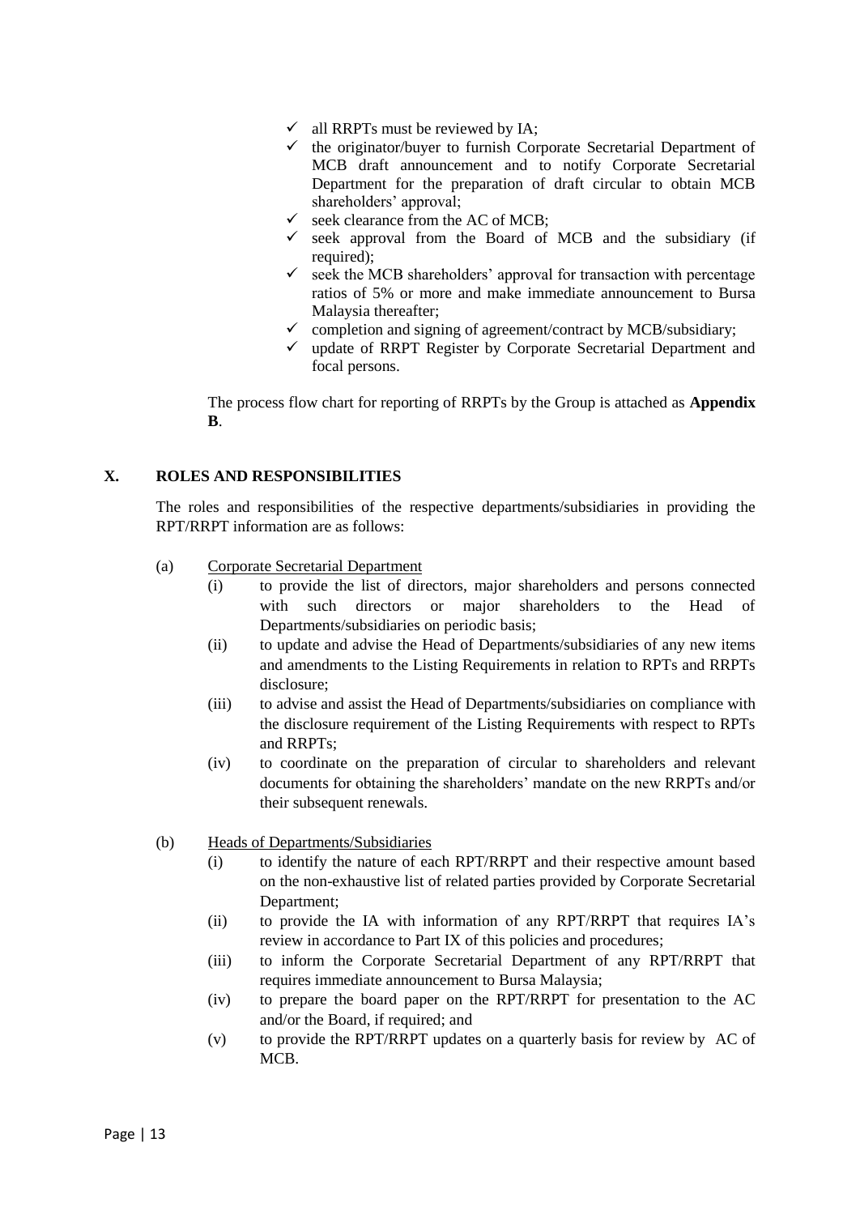- ✓ all RRPTs must be reviewed by IA;
- ✓ the originator/buyer to furnish Corporate Secretarial Department of MCB draft announcement and to notify Corporate Secretarial Department for the preparation of draft circular to obtain MCB shareholders' approval;
- ✓ seek clearance from the AC of MCB;
- ✓ seek approval from the Board of MCB and the subsidiary (if required);
- ✓ seek the MCB shareholders' approval for transaction with percentage ratios of 5% or more and make immediate announcement to Bursa Malaysia thereafter;
- ✓ completion and signing of agreement/contract by MCB/subsidiary;
- ✓ update of RRPT Register by Corporate Secretarial Department and focal persons.

The process flow chart for reporting of RRPTs by the Group is attached as **Appendix B**.

## X. ROLES AND RESPONSIBILITIES

The roles and responsibilities of the respective departments/subsidiaries in providing the RPT/RRPT information are as follows:

(a) Corporate Secretarial Department

- (i) to provide the list of directors, major shareholders and persons connected with such directors or major shareholders to the Head of Departments/subsidiaries on periodic basis;
- (ii) to update and advise the Head of Departments/subsidiaries of any new items and amendments to the Listing Requirements in relation to RPTs and RRPTs disclosure;
- (iii) to advise and assist the Head of Departments/subsidiaries on compliance with the disclosure requirement of the Listing Requirements with respect to RPTs and RRPTs;
- (iv) to coordinate on the preparation of circular to shareholders and relevant documents for obtaining the shareholders' mandate on the new RRPTs and/or their subsequent renewals.

(b) Heads of Departments/Subsidiaries

- (i) to identify the nature of each RPT/RRPT and their respective amount based on the non-exhaustive list of related parties provided by Corporate Secretarial Department;
- (ii) to provide the IA with information of any RPT/RRPT that requires IA's review in accordance to Part IX of this policies and procedures;
- (iii) to inform the Corporate Secretarial Department of any RPT/RRPT that requires immediate announcement to Bursa Malaysia;
- (iv) to prepare the board paper on the RPT/RRPT for presentation to the AC and/or the Board, if required; and
- (v) to provide the RPT/RRPT updates on a quarterly basis for review by AC of MCB.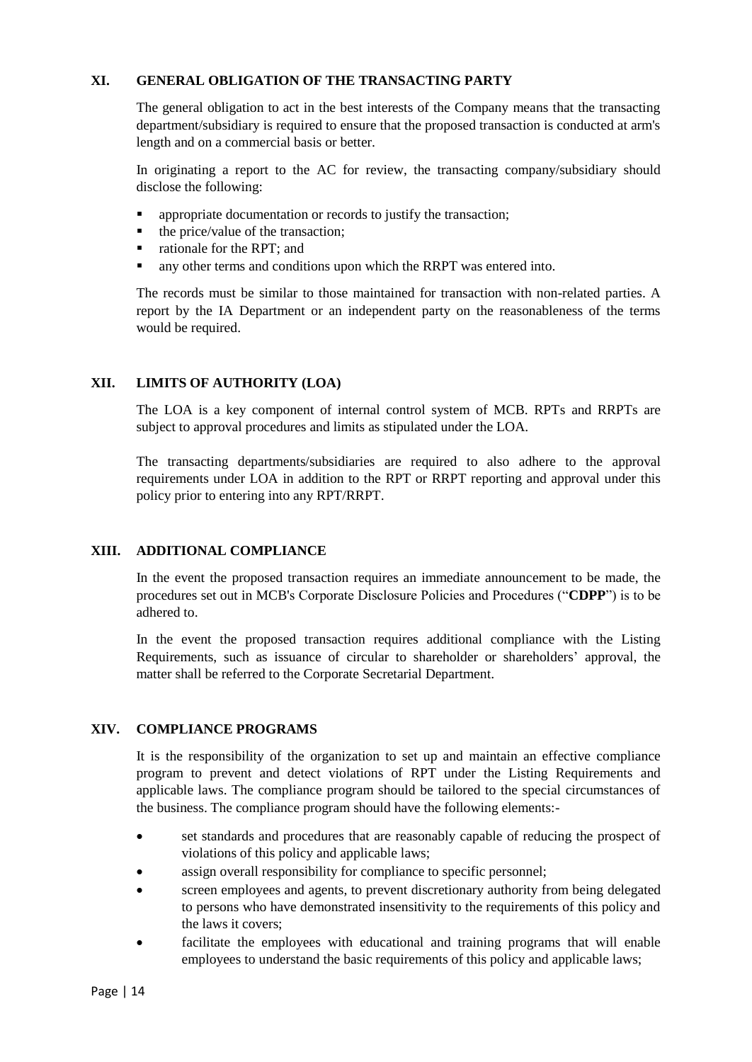## XI. GENERAL OBLIGATION OF THE TRANSACTING PARTY

The general obligation to act in the best interests of the Company means that the transacting department/subsidiary is required to ensure that the proposed transaction is conducted at arm's length and on a commercial basis or better.

In originating a report to the AC for review, the transacting company/subsidiary should disclose the following:

- appropriate documentation or records to justify the transaction;
- the price/value of the transaction;
- rationale for the RPT; and
- any other terms and conditions upon which the RRPT was entered into.

The records must be similar to those maintained for transaction with non-related parties. A report by the IA Department or an independent party on the reasonableness of the terms would be required.

## XII. LIMITS OF AUTHORITY (LOA)

The LOA is a key component of internal control system of MCB. RPTs and RRPTs are subject to approval procedures and limits as stipulated under the LOA.

The transacting departments/subsidiaries are required to also adhere to the approval requirements under LOA in addition to the RPT or RRPT reporting and approval under this policy prior to entering into any RPT/RRPT.

## XIII. ADDITIONAL COMPLIANCE

In the event the proposed transaction requires an immediate announcement to be made, the procedures set out in MCB's Corporate Disclosure Policies and Procedures ("**CDPP**") is to be adhered to.

In the event the proposed transaction requires additional compliance with the Listing Requirements, such as issuance of circular to shareholder or shareholders' approval, the matter shall be referred to the Corporate Secretarial Department.

## XIV. COMPLIANCE PROGRAMS

It is the responsibility of the organization to set up and maintain an effective compliance program to prevent and detect violations of RPT under the Listing Requirements and applicable laws. The compliance program should be tailored to the special circumstances of the business. The compliance program should have the following elements:-

- set standards and procedures that are reasonably capable of reducing the prospect of violations of this policy and applicable laws;
- assign overall responsibility for compliance to specific personnel;
- screen employees and agents, to prevent discretionary authority from being delegated to persons who have demonstrated insensitivity to the requirements of this policy and the laws it covers;
- facilitate the employees with educational and training programs that will enable employees to understand the basic requirements of this policy and applicable laws;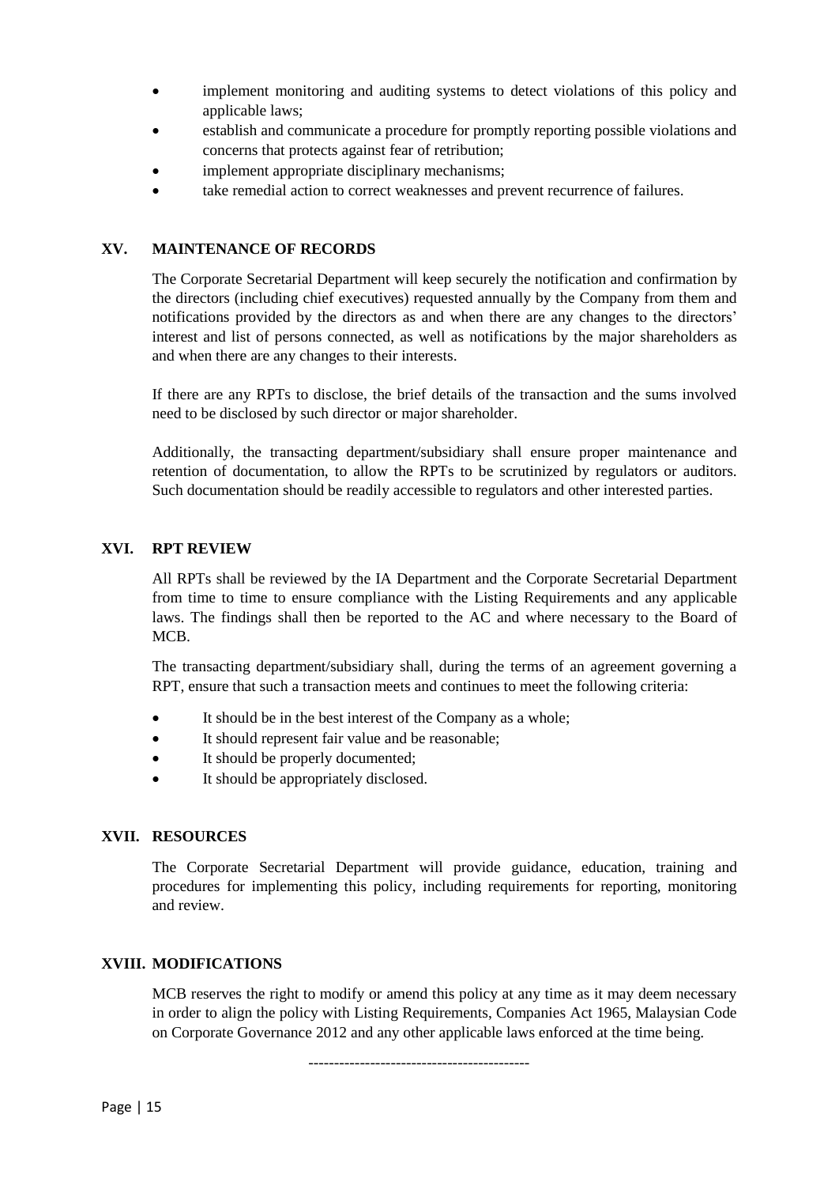- implement monitoring and auditing systems to detect violations of this policy and applicable laws;
- establish and communicate a procedure for promptly reporting possible violations and concerns that protects against fear of retribution;
- implement appropriate disciplinary mechanisms;
- take remedial action to correct weaknesses and prevent recurrence of failures.

## XV. MAINTENANCE OF RECORDS

The Corporate Secretarial Department will keep securely the notification and confirmation by the directors (including chief executives) requested annually by the Company from them and notifications provided by the directors as and when there are any changes to the directors' interest and list of persons connected, as well as notifications by the major shareholders as and when there are any changes to their interests.

If there are any RPTs to disclose, the brief details of the transaction and the sums involved need to be disclosed by such director or major shareholder.

Additionally, the transacting department/subsidiary shall ensure proper maintenance and retention of documentation, to allow the RPTs to be scrutinized by regulators or auditors. Such documentation should be readily accessible to regulators and other interested parties.

## XVI. RPT REVIEW

All RPTs shall be reviewed by the IA Department and the Corporate Secretarial Department from time to time to ensure compliance with the Listing Requirements and any applicable laws. The findings shall then be reported to the AC and where necessary to the Board of MCB.

The transacting department/subsidiary shall, during the terms of an agreement governing a RPT, ensure that such a transaction meets and continues to meet the following criteria:

- It should be in the best interest of the Company as a whole;
- It should represent fair value and be reasonable;
- It should be properly documented;
- It should be appropriately disclosed.

## XVII. RESOURCES

The Corporate Secretarial Department will provide guidance, education, training and procedures for implementing this policy, including requirements for reporting, monitoring and review.

## XVIII. MODIFICATIONS

MCB reserves the right to modify or amend this policy at any time as it may deem necessary in order to align the policy with Listing Requirements, Companies Act 1965, Malaysian Code on Corporate Governance 2012 and any other applicable laws enforced at the time being.

-------------------------------------------